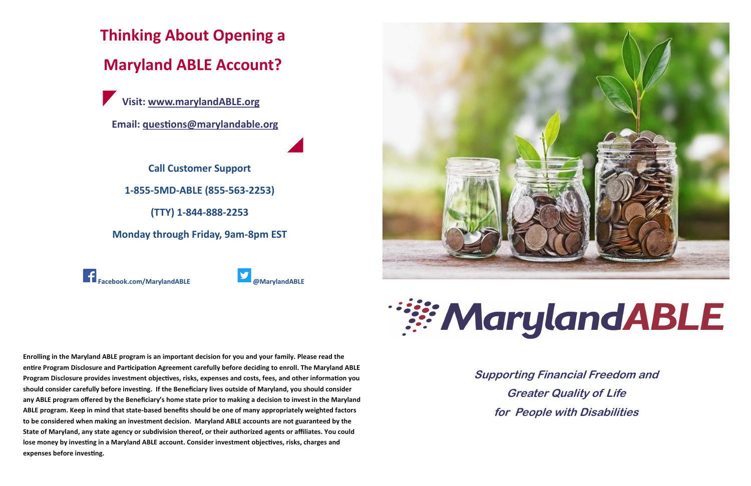# Thinking About Opening a Maryland ABLE Account?

**Visit: www.marylandABLE.org**

**Email: questions@marylandable.org**

**Call Customer Support**

**1-855-5MD-ABLE (855-563-2253)**

**(TTY) 1-844-888-2253**

**Monday through Friday, 9am-8pm EST**

**Facebook.com/MarylandABLE** **@MarylandABLE**

**Enrolling in the Maryland ABLE program is an important decision for you and your family. Please read the entire Program Disclosure and Participation Agreement carefully before deciding to enroll. The Maryland ABLE Program Disclosure provides investment objectives, risks, expenses and costs, fees, and other information you should consider carefully before investing. If the Beneficiary lives outside of Maryland, you should consider any ABLE program offered by the Beneficiary's home state prior to making a decision to invest in the Maryland ABLE program. Keep in mind that state-based benefits should be one of many appropriately weighted factors to be considered when making an investment decision. Maryland ABLE accounts are not guaranteed by the State of Maryland, any state agency or subdivision thereof, or their authorized agents or affiliates. You could lose money by investing in a Maryland ABLE account. Consider investment objectives, risks, charges and expenses before investing.**

MarylandABLE

***Supporting Financial Freedom and Greater Quality of Life for People with Disabilities***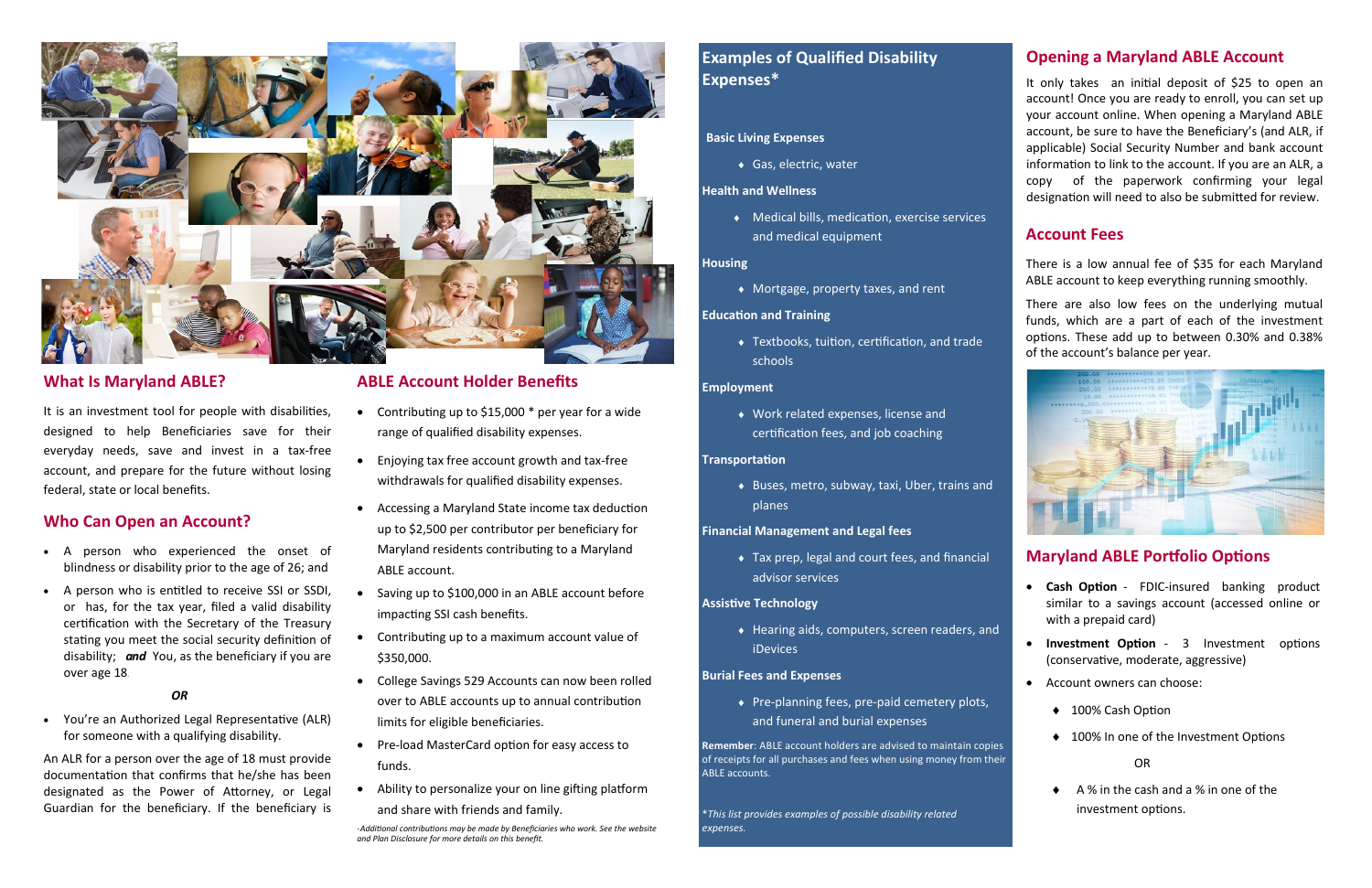## What Is Maryland ABLE?

It is an investment tool for people with disabilities, designed to help Beneficiaries save for their everyday needs, save and invest in a tax-free account, and prepare for the future without losing federal, state or local benefits.

## Who Can Open an Account?

- A person who experienced the onset of blindness or disability prior to the age of 26; and
- A person who is entitled to receive SSI or SSDI, or has, for the tax year, filed a valid disability certification with the Secretary of the Treasury stating you meet the social security definition of disability; ***and*** You, as the beneficiary if you are over age 18.

***OR***

- You're an Authorized Legal Representative (ALR) for someone with a qualifying disability.

An ALR for a person over the age of 18 must provide documentation that confirms that he/she has been designated as the Power of Attorney, or Legal Guardian for the beneficiary. If the beneficiary is

## ABLE Account Holder Benefits

- Contributing up to $15,000 * per year for a wide range of qualified disability expenses.
- Enjoying tax free account growth and tax-free withdrawals for qualified disability expenses.
- Accessing a Maryland State income tax deduction up to $2,500 per contributor per beneficiary for Maryland residents contributing to a Maryland ABLE account.
- Saving up to $100,000 in an ABLE account before impacting SSI cash benefits.
- Contributing up to a maximum account value of $350,000.
- College Savings 529 Accounts can now been rolled over to ABLE accounts up to annual contribution limits for eligible beneficiaries.
- Pre-load MasterCard option for easy access to funds.
- Ability to personalize your on line gifting platform and share with friends and family.

*-Additional contributions may be made by Beneficiaries who work. See the website and Plan Disclosure for more details on this benefit.*

## Examples of Qualified Disability Expenses*

**Basic Living Expenses**

- Gas, electric, water

**Health and Wellness**

- Medical bills, medication, exercise services and medical equipment

**Housing**

- Mortgage, property taxes, and rent

**Education and Training**

- Textbooks, tuition, certification, and trade schools

**Employment**

- Work related expenses, license and certification fees, and job coaching

**Transportation**

- Buses, metro, subway, taxi, Uber, trains and planes

**Financial Management and Legal fees**

- Tax prep, legal and court fees, and financial advisor services

**Assistive Technology**

- Hearing aids, computers, screen readers, and iDevices

**Burial Fees and Expenses**

- Pre-planning fees, pre-paid cemetery plots, and funeral and burial expenses

**Remember**: ABLE account holders are advised to maintain copies of receipts for all purchases and fees when using money from their ABLE accounts.

*\*This list provides examples of possible disability related expenses.*

## Opening a Maryland ABLE Account

It only takes an initial deposit of $25 to open an account! Once you are ready to enroll, you can set up your account online. When opening a Maryland ABLE account, be sure to have the Beneficiary's (and ALR, if applicable) Social Security Number and bank account information to link to the account. If you are an ALR, a copy of the paperwork confirming your legal designation will need to also be submitted for review.

## Account Fees

There is a low annual fee of $35 for each Maryland ABLE account to keep everything running smoothly.

There are also low fees on the underlying mutual funds, which are a part of each of the investment options. These add up to between 0.30% and 0.38% of the account's balance per year.

## Maryland ABLE Portfolio Options

- **Cash Option** - FDIC-insured banking product similar to a savings account (accessed online or with a prepaid card)
- **Investment Option** - 3 Investment options (conservative, moderate, aggressive)
- Account owners can choose:
  - 100% Cash Option
  - 100% In one of the Investment Options

    OR

  - A % in the cash and a % in one of the investment options.